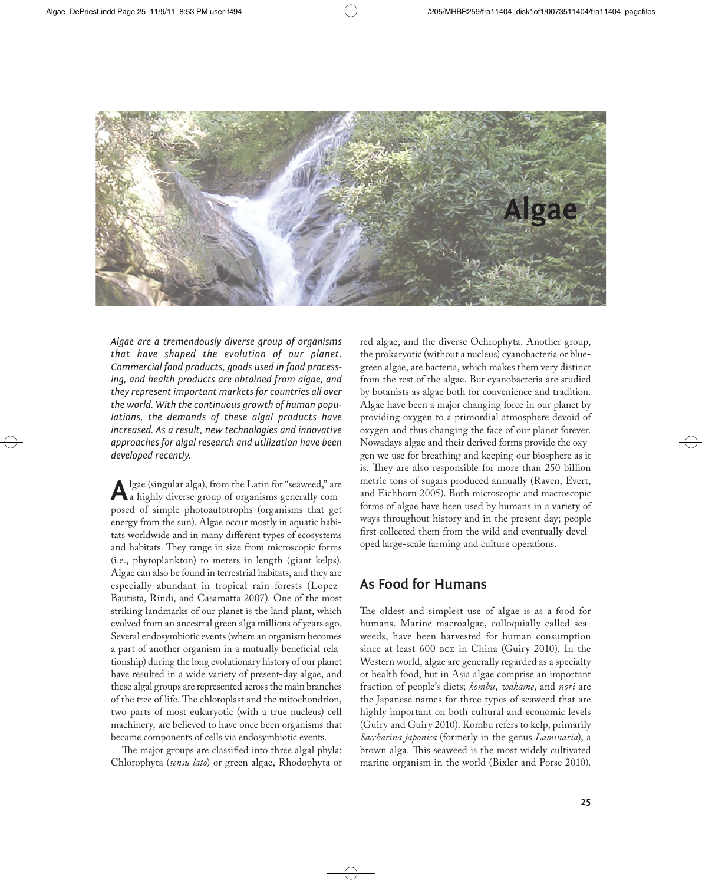# Algae

*Algae are a tremendously diverse group of organisms that have shaped the evolution of our planet. Commercial food products, goods used in food processing, and health products are obtained from algae, and they represent important markets for countries all over the world. With the continuous growth of human populations, the demands of these algal products have increased. As a result, new technologies and innovative approaches for algal research and utilization have been developed recently.*

Algae (singular alga), from the Latin for "seaweed," are a highly diverse group of organisms generally composed of simple photoautotrophs (organisms that get energy from the sun). Algae occur mostly in aquatic habitats worldwide and in many different types of ecosystems and habitats. They range in size from microscopic forms (i.e., phytoplankton) to meters in length (giant kelps). Algae can also be found in terrestrial habitats, and they are especially abundant in tropical rain forests (Lopez-Bautista, Rindi, and Casamatta 2007). One of the most striking landmarks of our planet is the land plant, which evolved from an ancestral green alga millions of years ago. Several endosymbiotic events (where an organism becomes a part of another organism in a mutually beneficial relationship) during the long evolutionary history of our planet have resulted in a wide variety of present-day algae, and these algal groups are represented across the main branches of the tree of life. The chloroplast and the mitochondrion, two parts of most eukaryotic (with a true nucleus) cell machinery, are believed to have once been organisms that became components of cells via endosymbiotic events.

The major groups are classified into three algal phyla: Chlorophyta (*sensu lato*) or green algae, Rhodophyta or red algae, and the diverse Ochrophyta. Another group, the prokaryotic (without a nucleus) cyanobacteria or blue-green algae, are bacteria, which makes them very distinct from the rest of the algae. But cyanobacteria are studied by botanists as algae both for convenience and tradition. Algae have been a major changing force in our planet by providing oxygen to a primordial atmosphere devoid of oxygen and thus changing the face of our planet forever. Nowadays algae and their derived forms provide the oxygen we use for breathing and keeping our biosphere as it is. They are also responsible for more than 250 billion metric tons of sugars produced annually (Raven, Evert, and Eichhorn 2005). Both microscopic and macroscopic forms of algae have been used by humans in a variety of ways throughout history and in the present day; people first collected them from the wild and eventually developed large-scale farming and culture operations.

## As Food for Humans

The oldest and simplest use of algae is as a food for humans. Marine macroalgae, colloquially called seaweeds, have been harvested for human consumption since at least 600 BCE in China (Guiry 2010). In the Western world, algae are generally regarded as a specialty or health food, but in Asia algae comprise an important fraction of people's diets; *kombu*, *wakame*, and *nori* are the Japanese names for three types of seaweed that are highly important on both cultural and economic levels (Guiry and Guiry 2010). Kombu refers to kelp, primarily *Saccharina japonica* (formerly in the genus *Laminaria*), a brown alga. This seaweed is the most widely cultivated marine organism in the world (Bixler and Porse 2010).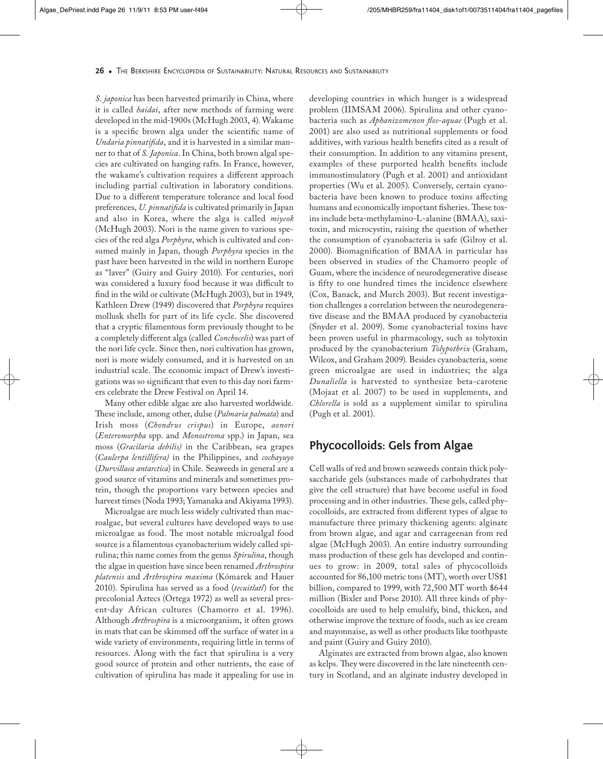*S. japonica* has been harvested primarily in China, where it is called *haidai*, after new methods of farming were developed in the mid-1900s (McHugh 2003, 4). Wakame is a specific brown alga under the scientific name of *Undaria pinnatifida*, and it is harvested in a similar manner to that of *S. Japonica*. In China, both brown algal species are cultivated on hanging rafts. In France, however, the wakame's cultivation requires a different approach including partial cultivation in laboratory conditions. Due to a different temperature tolerance and local food preferences, *U. pinnatifida* is cultivated primarily in Japan and also in Korea, where the alga is called *miyeok* (McHugh 2003). Nori is the name given to various species of the red alga *Porphyra*, which is cultivated and consumed mainly in Japan, though *Porphyra* species in the past have been harvested in the wild in northern Europe as "laver" (Guiry and Guiry 2010). For centuries, nori was considered a luxury food because it was difficult to find in the wild or cultivate (McHugh 2003), but in 1949, Kathleen Drew (1949) discovered that *Porphyra* requires mollusk shells for part of its life cycle. She discovered that a cryptic filamentous form previously thought to be a completely different alga (called *Conchocelis*) was part of the nori life cycle. Since then, nori cultivation has grown, nori is more widely consumed, and it is harvested on an industrial scale. The economic impact of Drew's investigations was so significant that even to this day nori farmers celebrate the Drew Festival on April 14.

Many other edible algae are also harvested worldwide. These include, among other, dulse (*Palmaria palmata*) and Irish moss (*Chondrus crispus*) in Europe, *aonori* (*Enteromorpha* spp. and *Monostroma* spp.) in Japan, sea moss (*Gracilaria debilis)* in the Caribbean, sea grapes (*Caulerpa lentillifera)* in the Philippines, and *cochayuyo* (*Durvillaea antarctica*) in Chile. Seaweeds in general are a good source of vitamins and minerals and sometimes protein, though the proportions vary between species and harvest times (Noda 1993; Yamanaka and Akiyama 1993).

Microalgae are much less widely cultivated than macroalgae, but several cultures have developed ways to use microalgae as food. The most notable microalgal food source is a filamentous cyanobacterium widely called spirulina; this name comes from the genus *Spirulina*, though the algae in question have since been renamed *Arthrospira platensis* and *Arthrospira maxima* (Kómarek and Hauer 2010). Spirulina has served as a food (*tecuitlatl*) for the precolonial Aztecs (Ortega 1972) as well as several present-day African cultures (Chamorro et al. 1996). Although *Arthrospira* is a microorganism, it often grows in mats that can be skimmed off the surface of water in a wide variety of environments, requiring little in terms of resources. Along with the fact that spirulina is a very good source of protein and other nutrients, the ease of cultivation of spirulina has made it appealing for use in developing countries in which hunger is a widespread problem (IIMSAM 2006). Spirulina and other cyanobacteria such as *Aphanizomenon flos-aquae* (Pugh et al. 2001) are also used as nutritional supplements or food additives, with various health benefits cited as a result of their consumption. In addition to any vitamins present, examples of these purported health benefits include immunostimulatory (Pugh et al. 2001) and antioxidant properties (Wu et al. 2005). Conversely, certain cyanobacteria have been known to produce toxins affecting humans and economically important fisheries. These toxins include beta-methylamino-L-alanine (BMAA), saxitoxin, and microcystin, raising the question of whether the consumption of cyanobacteria is safe (Gilroy et al. 2000). Biomagnification of BMAA in particular has been observed in studies of the Chamorro people of Guam, where the incidence of neurodegenerative disease is fifty to one hundred times the incidence elsewhere (Cox, Banack, and Murch 2003). But recent investigation challenges a correlation between the neurodegenerative disease and the BMAA produced by cyanobacteria (Snyder et al. 2009). Some cyanobacterial toxins have been proven useful in pharmacology, such as tolytoxin produced by the cyanobacterium *Tolypothrix* (Graham, Wilcox, and Graham 2009). Besides cyanobacteria, some green microalgae are used in industries; the alga *Dunaliella* is harvested to synthesize beta-carotene (Mojaat et al. 2007) to be used in supplements, and *Chlorella* is sold as a supplement similar to spirulina (Pugh et al. 2001).

## Phycocolloids: Gels from Algae

Cell walls of red and brown seaweeds contain thick polysaccharide gels (substances made of carbohydrates that give the cell structure) that have become useful in food processing and in other industries. These gels, called phycocolloids, are extracted from different types of algae to manufacture three primary thickening agents: alginate from brown algae, and agar and carrageenan from red algae (McHugh 2003). An entire industry surrounding mass production of these gels has developed and continues to grow: in 2009, total sales of phycocolloids accounted for 86,100 metric tons (MT), worth over US$1 billion, compared to 1999, with 72,500 MT worth $644 million (Bixler and Porse 2010). All three kinds of phycocolloids are used to help emulsify, bind, thicken, and otherwise improve the texture of foods, such as ice cream and mayonnaise, as well as other products like toothpaste and paint (Guiry and Guiry 2010).

Alginates are extracted from brown algae, also known as kelps. They were discovered in the late nineteenth century in Scotland, and an alginate industry developed in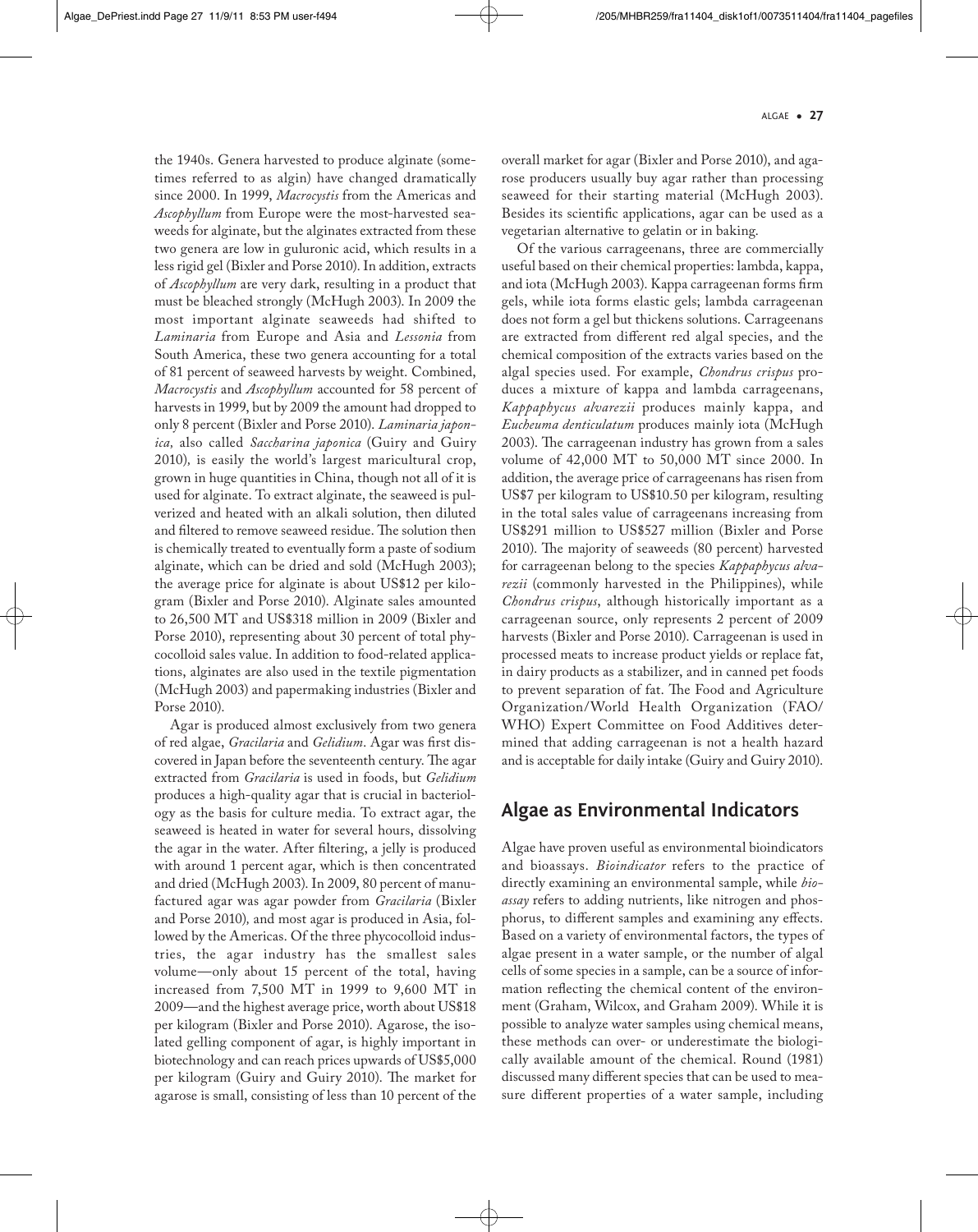the 1940s. Genera harvested to produce alginate (sometimes referred to as algin) have changed dramatically since 2000. In 1999, *Macrocystis* from the Americas and *Ascophyllum* from Europe were the most-harvested seaweeds for alginate, but the alginates extracted from these two genera are low in guluronic acid, which results in a less rigid gel (Bixler and Porse 2010). In addition, extracts of *Ascophyllum* are very dark, resulting in a product that must be bleached strongly (McHugh 2003). In 2009 the most important alginate seaweeds had shifted to *Laminaria* from Europe and Asia and *Lessonia* from South America, these two genera accounting for a total of 81 percent of seaweed harvests by weight. Combined, *Macrocystis* and *Ascophyllum* accounted for 58 percent of harvests in 1999, but by 2009 the amount had dropped to only 8 percent (Bixler and Porse 2010). *Laminaria japonica*, also called *Saccharina japonica* (Guiry and Guiry 2010), is easily the world's largest maricultural crop, grown in huge quantities in China, though not all of it is used for alginate. To extract alginate, the seaweed is pulverized and heated with an alkali solution, then diluted and filtered to remove seaweed residue. The solution then is chemically treated to eventually form a paste of sodium alginate, which can be dried and sold (McHugh 2003); the average price for alginate is about US$12 per kilogram (Bixler and Porse 2010). Alginate sales amounted to 26,500 MT and US$318 million in 2009 (Bixler and Porse 2010), representing about 30 percent of total phycocolloid sales value. In addition to food-related applications, alginates are also used in the textile pigmentation (McHugh 2003) and papermaking industries (Bixler and Porse 2010).

Agar is produced almost exclusively from two genera of red algae, *Gracilaria* and *Gelidium*. Agar was first discovered in Japan before the seventeenth century. The agar extracted from *Gracilaria* is used in foods, but *Gelidium* produces a high-quality agar that is crucial in bacteriology as the basis for culture media. To extract agar, the seaweed is heated in water for several hours, dissolving the agar in the water. After filtering, a jelly is produced with around 1 percent agar, which is then concentrated and dried (McHugh 2003). In 2009, 80 percent of manufactured agar was agar powder from *Gracilaria* (Bixler and Porse 2010), and most agar is produced in Asia, followed by the Americas. Of the three phycocolloid industries, the agar industry has the smallest sales volume—only about 15 percent of the total, having increased from 7,500 MT in 1999 to 9,600 MT in 2009—and the highest average price, worth about US$18 per kilogram (Bixler and Porse 2010). Agarose, the isolated gelling component of agar, is highly important in biotechnology and can reach prices upwards of US$5,000 per kilogram (Guiry and Guiry 2010). The market for agarose is small, consisting of less than 10 percent of the overall market for agar (Bixler and Porse 2010), and agarose producers usually buy agar rather than processing seaweed for their starting material (McHugh 2003). Besides its scientific applications, agar can be used as a vegetarian alternative to gelatin or in baking.

Of the various carrageenans, three are commercially useful based on their chemical properties: lambda, kappa, and iota (McHugh 2003). Kappa carrageenan forms firm gels, while iota forms elastic gels; lambda carrageenan does not form a gel but thickens solutions. Carrageenans are extracted from different red algal species, and the chemical composition of the extracts varies based on the algal species used. For example, *Chondrus crispus* produces a mixture of kappa and lambda carrageenans, *Kappaphycus alvarezii* produces mainly kappa, and *Eucheuma denticulatum* produces mainly iota (McHugh 2003). The carrageenan industry has grown from a sales volume of 42,000 MT to 50,000 MT since 2000. In addition, the average price of carrageenans has risen from US$7 per kilogram to US$10.50 per kilogram, resulting in the total sales value of carrageenans increasing from US$291 million to US$527 million (Bixler and Porse 2010). The majority of seaweeds (80 percent) harvested for carrageenan belong to the species *Kappaphycus alvarezii* (commonly harvested in the Philippines), while *Chondrus crispus*, although historically important as a carrageenan source, only represents 2 percent of 2009 harvests (Bixler and Porse 2010). Carrageenan is used in processed meats to increase product yields or replace fat, in dairy products as a stabilizer, and in canned pet foods to prevent separation of fat. The Food and Agriculture Organization/World Health Organization (FAO/WHO) Expert Committee on Food Additives determined that adding carrageenan is not a health hazard and is acceptable for daily intake (Guiry and Guiry 2010).

## Algae as Environmental Indicators

Algae have proven useful as environmental bioindicators and bioassays. *Bioindicator* refers to the practice of directly examining an environmental sample, while *bioassay* refers to adding nutrients, like nitrogen and phosphorus, to different samples and examining any effects. Based on a variety of environmental factors, the types of algae present in a water sample, or the number of algal cells of some species in a sample, can be a source of information reflecting the chemical content of the environment (Graham, Wilcox, and Graham 2009). While it is possible to analyze water samples using chemical means, these methods can over- or underestimate the biologically available amount of the chemical. Round (1981) discussed many different species that can be used to measure different properties of a water sample, including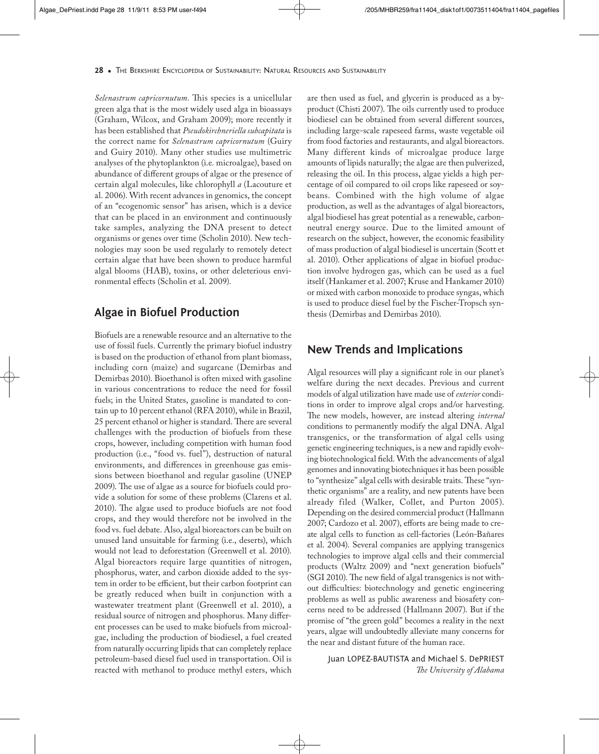*Selenastrum capricornutum*. This species is a unicellular green alga that is the most widely used alga in bioassays (Graham, Wilcox, and Graham 2009); more recently it has been established that *Pseudokirchneriella subcapitata* is the correct name for *Selenastrum capricornutum* (Guiry and Guiry 2010). Many other studies use multimetric analyses of the phytoplankton (i.e. microalgae), based on abundance of different groups of algae or the presence of certain algal molecules, like chlorophyll *a* (Lacouture et al. 2006). With recent advances in genomics, the concept of an "ecogenomic sensor" has arisen, which is a device that can be placed in an environment and continuously take samples, analyzing the DNA present to detect organisms or genes over time (Scholin 2010). New technologies may soon be used regularly to remotely detect certain algae that have been shown to produce harmful algal blooms (HAB), toxins, or other deleterious environmental effects (Scholin et al. 2009).

## Algae in Biofuel Production

Biofuels are a renewable resource and an alternative to the use of fossil fuels. Currently the primary biofuel industry is based on the production of ethanol from plant biomass, including corn (maize) and sugarcane (Demirbas and Demirbas 2010). Bioethanol is often mixed with gasoline in various concentrations to reduce the need for fossil fuels; in the United States, gasoline is mandated to contain up to 10 percent ethanol (RFA 2010), while in Brazil, 25 percent ethanol or higher is standard. There are several challenges with the production of biofuels from these crops, however, including competition with human food production (i.e., "food vs. fuel"), destruction of natural environments, and differences in greenhouse gas emissions between bioethanol and regular gasoline (UNEP 2009). The use of algae as a source for biofuels could provide a solution for some of these problems (Clarens et al. 2010). The algae used to produce biofuels are not food crops, and they would therefore not be involved in the food vs. fuel debate. Also, algal bioreactors can be built on unused land unsuitable for farming (i.e., deserts), which would not lead to deforestation (Greenwell et al. 2010). Algal bioreactors require large quantities of nitrogen, phosphorus, water, and carbon dioxide added to the system in order to be efficient, but their carbon footprint can be greatly reduced when built in conjunction with a wastewater treatment plant (Greenwell et al. 2010), a residual source of nitrogen and phosphorus. Many different processes can be used to make biofuels from microalgae, including the production of biodiesel, a fuel created from naturally occurring lipids that can completely replace petroleum-based diesel fuel used in transportation. Oil is reacted with methanol to produce methyl esters, which are then used as fuel, and glycerin is produced as a byproduct (Chisti 2007). The oils currently used to produce biodiesel can be obtained from several different sources, including large-scale rapeseed farms, waste vegetable oil from food factories and restaurants, and algal bioreactors. Many different kinds of microalgae produce large amounts of lipids naturally; the algae are then pulverized, releasing the oil. In this process, algae yields a high percentage of oil compared to oil crops like rapeseed or soybeans. Combined with the high volume of algae production, as well as the advantages of algal bioreactors, algal biodiesel has great potential as a renewable, carbon-neutral energy source. Due to the limited amount of research on the subject, however, the economic feasibility of mass production of algal biodiesel is uncertain (Scott et al. 2010). Other applications of algae in biofuel production involve hydrogen gas, which can be used as a fuel itself (Hankamer et al. 2007; Kruse and Hankamer 2010) or mixed with carbon monoxide to produce syngas, which is used to produce diesel fuel by the Fischer-Tropsch synthesis (Demirbas and Demirbas 2010).

## New Trends and Implications

Algal resources will play a significant role in our planet's welfare during the next decades. Previous and current models of algal utilization have made use of *exterior* conditions in order to improve algal crops and/or harvesting. The new models, however, are instead altering *internal* conditions to permanently modify the algal DNA. Algal transgenics, or the transformation of algal cells using genetic engineering techniques, is a new and rapidly evolving biotechnological field. With the advancements of algal genomes and innovating biotechniques it has been possible to "synthesize" algal cells with desirable traits. These "synthetic organisms" are a reality, and new patents have been already filed (Walker, Collet, and Purton 2005). Depending on the desired commercial product (Hallmann 2007; Cardozo et al. 2007), efforts are being made to create algal cells to function as cell-factories (León-Bañares et al. 2004). Several companies are applying transgenics technologies to improve algal cells and their commercial products (Waltz 2009) and "next generation biofuels" (SGI 2010). The new field of algal transgenics is not without difficulties: biotechnology and genetic engineering problems as well as public awareness and biosafety concerns need to be addressed (Hallmann 2007). But if the promise of "the green gold" becomes a reality in the next years, algae will undoubtedly alleviate many concerns for the near and distant future of the human race.

Juan LOPEZ-BAUTISTA and Michael S. DePRIEST
*The University of Alabama*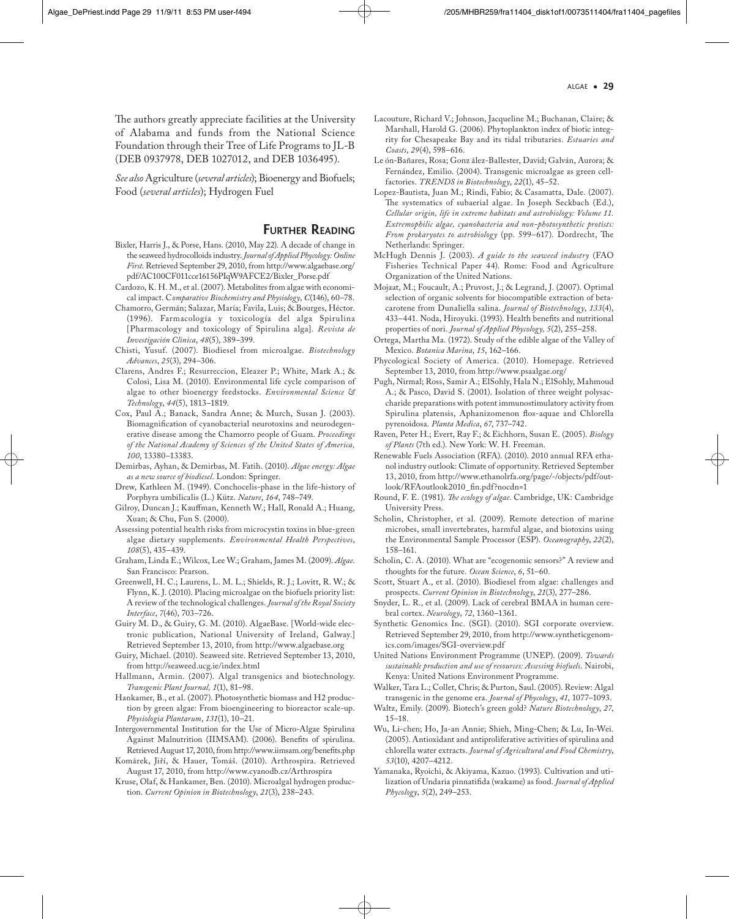The authors greatly appreciate facilities at the University of Alabama and funds from the National Science Foundation through their Tree of Life Programs to JL-B (DEB 0937978, DEB 1027012, and DEB 1036495).

*See also* Agriculture (*several articles*); Bioenergy and Biofuels; Food (*several articles*); Hydrogen Fuel

## Further Reading

Bixler, Harris J., & Porse, Hans. (2010, May 22). A decade of change in the seaweed hydrocolloids industry. *Journal of Applied Phycology: Online First*. Retrieved September 29, 2010, from http://www.algaebase.org/pdf/AC100CF011cce16156PIqW9AFCE2/Bixler_Porse.pdf

Cardozo, K. H. M., et al. (2007). Metabolites from algae with economical impact. C*omparative Biochemistry and Physiology*, *C*(146), 60–78.

Chamorro, Germán; Salazar, María; Favila, Luis; & Bourges, Héctor. (1996). Farmacología y toxicología del alga Spirulina [Pharmacology and toxicology of Spirulina alga]. *Revista de Investigación Clínica*, *48*(5), 389–399.

Chisti, Yusuf. (2007). Biodiesel from microalgae. *Biotechnology Advances*, *25*(3), 294–306.

Clarens, Andres F.; Resurreccion, Eleazer P.; White, Mark A.; & Colosi, Lisa M. (2010). Environmental life cycle comparison of algae to other bioenergy feedstocks. *Environmental Science & Technology*, *44*(5), 1813–1819.

Cox, Paul A.; Banack, Sandra Anne; & Murch, Susan J. (2003). Biomagnification of cyanobacterial neurotoxins and neurodegenerative disease among the Chamorro people of Guam. *Proceedings of the National Academy of Sciences of the United States of America*, *100*, 13380–13383.

Demirbas, Ayhan, & Demirbas, M. Fatih. (2010). *Algae energy: Algae as a new source of biodiesel*. London: Springer.

Drew, Kathleen M. (1949). Conchocelis-phase in the life-history of Porphyra umbilicalis (L.) Kütz. *Nature*, *164*, 748–749.

Gilroy, Duncan J.; Kauffman, Kenneth W.; Hall, Ronald A.; Huang, Xuan; & Chu, Fun S. (2000).

Assessing potential health risks from microcystin toxins in blue-green algae dietary supplements. *Environmental Health Perspectives*, *108*(5), 435–439.

Graham, Linda E.; Wilcox, Lee W.; Graham, James M. (2009). *Algae*. San Francisco: Pearson.

Greenwell, H. C.; Laurens, L. M. L.; Shields, R. J.; Lovitt, R. W.; & Flynn, K. J. (2010). Placing microalgae on the biofuels priority list: A review of the technological challenges. *Journal of the Royal Society Interface*, *7*(46), 703–726.

Guiry M. D., & Guiry, G. M. (2010). AlgaeBase. [World-wide electronic publication, National University of Ireland, Galway.] Retrieved September 13, 2010, from http://www.algaebase.org

Guiry, Michael. (2010). Seaweed site. Retrieved September 13, 2010, from http://seaweed.ucg.ie/index.html

Hallmann, Armin. (2007). Algal transgenics and biotechnology. *Transgenic Plant Journal, 1*(1), 81–98.

Hankamer, B., et al. (2007). Photosynthetic biomass and H2 production by green algae: From bioengineering to bioreactor scale-up. *Physiologia Plantarum*, *131*(1), 10–21.

Intergovernmental Institution for the Use of Micro-Algae Spirulina Against Malnutrition (IIMSAM). (2006). Benefits of spirulina. Retrieved August 17, 2010, from http://www.iimsam.org/benefits.php

Komárek, Jiří, & Hauer, Tomáš. (2010). Arthrospira. Retrieved August 17, 2010, from http://www.cyanodb.cz/Arthrospira

Kruse, Olaf, & Hankamer, Ben. (2010). Microalgal hydrogen production. *Current Opinion in Biotechnology*, *21*(3), 238–243.

Lacouture, Richard V.; Johnson, Jacqueline M.; Buchanan, Claire; & Marshall, Harold G. (2006). Phytoplankton index of biotic integrity for Chesapeake Bay and its tidal tributaries. *Estuaries and Coasts*, *29*(4), 598–616.

Le ón-Bañares, Rosa; Gonz ález-Ballester, David; Galván, Aurora; & Fernández, Emilio. (2004). Transgenic microalgae as green cell-factories. *TRENDS in Biotechnology*, *22*(1), 45–52.

Lopez-Bautista, Juan M.; Rindi, Fabio; & Casamatta, Dale. (2007). The systematics of subaerial algae. In Joseph Seckbach (Ed.), *Cellular origin, life in extreme habitats and astrobiology: Volume 11. Extremophilic algae, cyanobacteria and non-photosynthetic protists: From prokaryotes to astrobiology* (pp. 599–617). Dordrecht, The Netherlands: Springer.

McHugh Dennis J. (2003). *A guide to the seaweed industry* (FAO Fisheries Technical Paper 44). Rome: Food and Agriculture Organization of the United Nations.

Mojaat, M.; Foucault, A.; Pruvost, J.; & Legrand, J. (2007). Optimal selection of organic solvents for biocompatible extraction of beta-carotene from Dunaliella salina. *Journal of Biotechnology*, *133*(4), 433–441. Noda, Hiroyuki. (1993). Health benefits and nutritional properties of nori. *Journal of Applied Phycology, 5*(2), 255–258.

Ortega, Martha Ma. (1972). Study of the edible algae of the Valley of Mexico. *Botanica Marina*, *15*, 162–166.

Phycological Society of America. (2010). Homepage. Retrieved September 13, 2010, from http://www.psaalgae.org/

Pugh, Nirmal; Ross, Samir A.; ElSohly, Hala N.; ElSohly, Mahmoud A.; & Pasco, David S. (2001). Isolation of three weight polysaccharide preparations with potent immunostimulatory activity from Spirulina platensis, Aphanizomenon flos-aquae and Chlorella pyrenoidosa. *Planta Medica*, *67*, 737–742.

Raven, Peter H.; Evert, Ray F.; & Eichhorn, Susan E. (2005). *Biology of Plants* (7th ed.). New York: W. H. Freeman.

Renewable Fuels Association (RFA). (2010). 2010 annual RFA ethanol industry outlook: Climate of opportunity. Retrieved September 13, 2010, from http://www.ethanolrfa.org/page/-/objects/pdf/outlook/RFAoutlook2010_fin.pdf?nocdn=1

Round, F. E. (1981). *The ecology of algae*. Cambridge, UK: Cambridge University Press.

Scholin, Christopher, et al. (2009). Remote detection of marine microbes, small invertebrates, harmful algae, and biotoxins using the Environmental Sample Processor (ESP). *Oceanography*, *22*(2), 158–161.

Scholin, C. A. (2010). What are "ecogenomic sensors?" A review and thoughts for the future. *Ocean Science*, *6*, 51–60.

Scott, Stuart A., et al. (2010). Biodiesel from algae: challenges and prospects. *Current Opinion in Biotechnology*, *21*(3), 277–286.

Snyder, L. R., et al. (2009). Lack of cerebral BMAA in human cerebral cortex. *Neurology*, *72*, 1360–1361.

Synthetic Genomics Inc. (SGI). (2010). SGI corporate overview. Retrieved September 29, 2010, from http://www.syntheticgenomics.com/images/SGI-overview.pdf

United Nations Environment Programme (UNEP). (2009). *Towards sustainable production and use of resources: Assessing biofuels*. Nairobi, Kenya: United Nations Environment Programme.

Walker, Tara L.; Collet, Chris; & Purton, Saul. (2005). Review: Algal transgenic in the genome era. *Journal of Phycology*, *41*, 1077–1093.

Waltz, Emily. (2009). Biotech's green gold? *Nature Biotechnology*, *27*, 15–18.

Wu, Li-chen; Ho, Ja-an Annie; Shieh, Ming-Chen; & Lu, In-Wei. (2005). Antioxidant and antiproliferative activities of spirulina and chlorella water extracts. *Journal of Agricultural and Food Chemistry*, *53*(10), 4207–4212.

Yamanaka, Ryoichi, & Akiyama, Kazuo. (1993). Cultivation and utilization of Undaria pinnatifida (wakame) as food. *Journal of Applied Phycology*, *5*(2), 249–253.